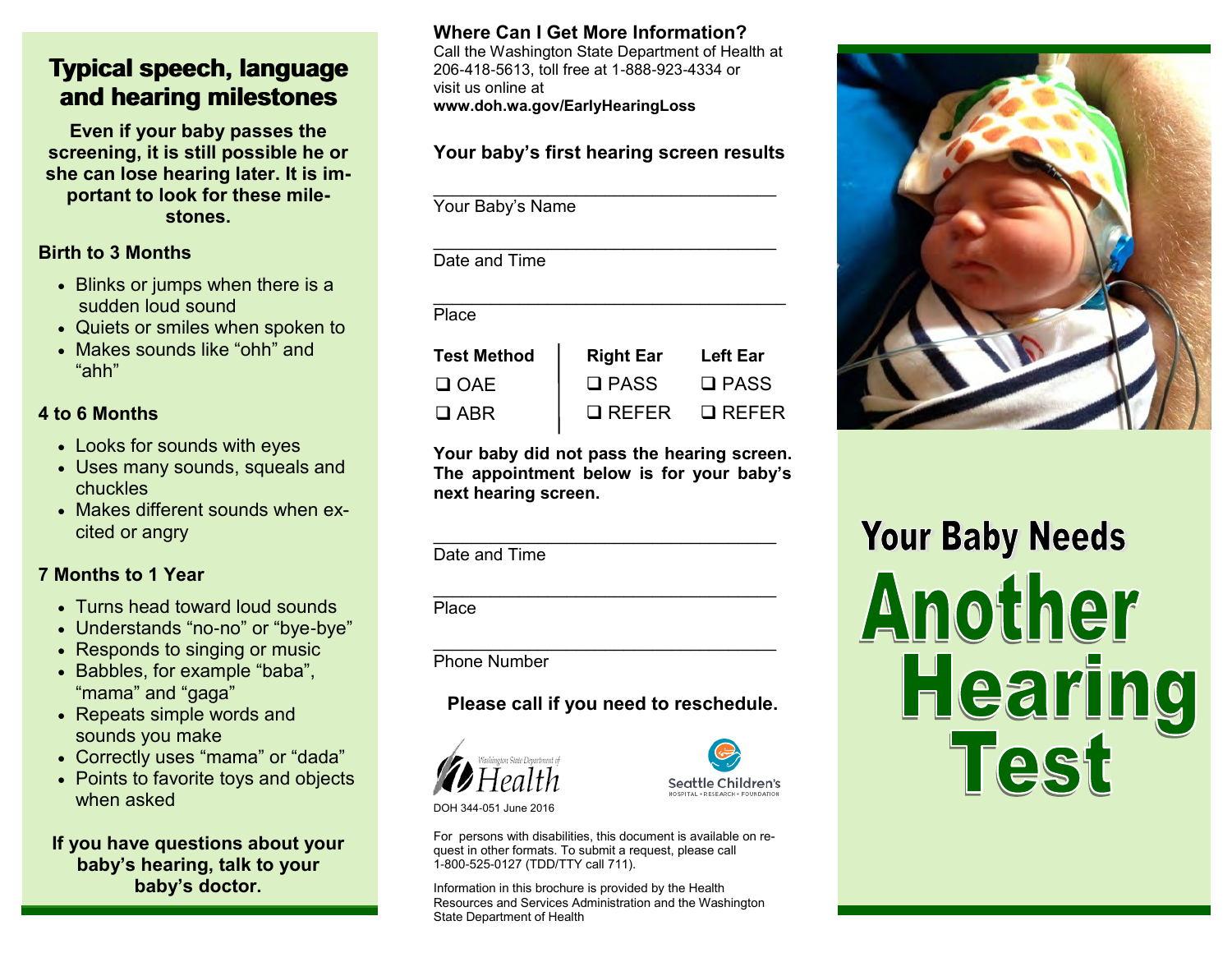## Typical speech, language and hearing milestones

**Even if your baby passes the screening, it is still possible he or she can lose hearing later. It is important to look for these milestones.**

### Birth to 3 Months

- Blinks or jumps when there is a sudden loud sound
- Quiets or smiles when spoken to
- Makes sounds like "ohh" and "ahh"

### 4 to 6 Months

- Looks for sounds with eyes
- Uses many sounds, squeals and chuckles
- Makes different sounds when excited or angry

### 7 Months to 1 Year

- Turns head toward loud sounds
- Understands "no-no" or "bye-bye"
- Responds to singing or music
- Babbles, for example "baba", "mama" and "gaga"
- Repeats simple words and sounds you make
- Correctly uses "mama" or "dada"
- Points to favorite toys and objects when asked

**If you have questions about your baby's hearing, talk to your baby's doctor.**

## Where Can I Get More Information?

Call the Washington State Department of Health at 206-418-5613, toll free at 1-888-923-4334 or visit us online at **www.doh.wa.gov/EarlyHearingLoss**

## Your baby's first hearing screen results

___________________________________
Your Baby's Name

___________________________________
Date and Time

___________________________________
Place

| Test Method | Right Ear | Left Ear |
|---|---|---|
| ❑ OAE | ❑ PASS | ❑ PASS |
| ❑ ABR | ❑ REFER | ❑ REFER |

**Your baby did not pass the hearing screen. The appointment below is for your baby's next hearing screen.**

___________________________________
Date and Time

___________________________________
Place

___________________________________
Phone Number

**Please call if you need to reschedule.**

Washington State Department of Health

Seattle Children's HOSPITAL • RESEARCH • FOUNDATION

DOH 344-051 June 2016

For persons with disabilities, this document is available on request in other formats. To submit a request, please call 1-800-525-0127 (TDD/TTY call 711).

Information in this brochure is provided by the Health Resources and Services Administration and the Washington State Department of Health

# Your Baby Needs Another Hearing Test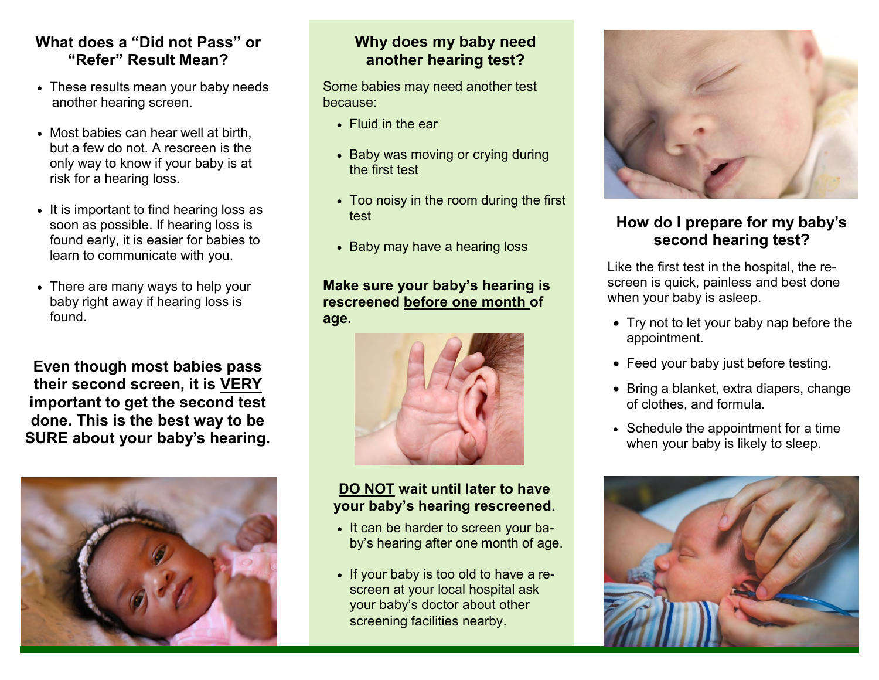## What does a "Did not Pass" or "Refer" Result Mean?

- These results mean your baby needs another hearing screen.
- Most babies can hear well at birth, but a few do not. A rescreen is the only way to know if your baby is at risk for a hearing loss.
- It is important to find hearing loss as soon as possible. If hearing loss is found early, it is easier for babies to learn to communicate with you.
- There are many ways to help your baby right away if hearing loss is found.

**Even though most babies pass their second screen, it is <u>VERY</u> important to get the second test done. This is the best way to be SURE about your baby's hearing.**

## Why does my baby need another hearing test?

Some babies may need another test because:

- Fluid in the ear
- Baby was moving or crying during the first test
- Too noisy in the room during the first test
- Baby may have a hearing loss

**Make sure your baby's hearing is rescreened <u>before one month</u> of age.**

### <u>DO NOT</u> wait until later to have your baby's hearing rescreened.

- It can be harder to screen your baby's hearing after one month of age.
- If your baby is too old to have a rescreen at your local hospital ask your baby's doctor about other screening facilities nearby.

## How do I prepare for my baby's second hearing test?

Like the first test in the hospital, the rescreen is quick, painless and best done when your baby is asleep.

- Try not to let your baby nap before the appointment.
- Feed your baby just before testing.
- Bring a blanket, extra diapers, change of clothes, and formula.
- Schedule the appointment for a time when your baby is likely to sleep.